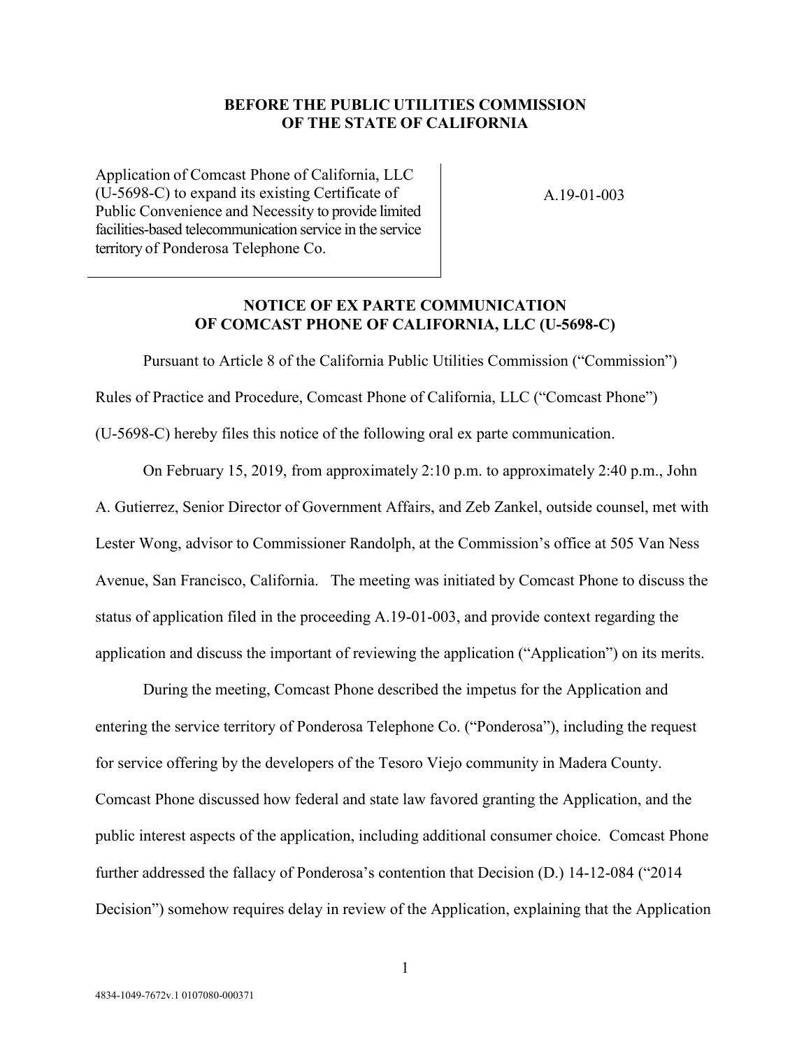**BEFORE THE PUBLIC UTILITIES COMMISSION OF THE STATE OF CALIFORNIA**

| Application of Comcast Phone of California, LLC (U-5698-C) to expand its existing Certificate of Public Convenience and Necessity to provide limited facilities-based telecommunication service in the service territory of Ponderosa Telephone Co. | A.19-01-003 |
| --- | --- |

**NOTICE OF EX PARTE COMMUNICATION OF COMCAST PHONE OF CALIFORNIA, LLC (U-5698-C)**

Pursuant to Article 8 of the California Public Utilities Commission ("Commission") Rules of Practice and Procedure, Comcast Phone of California, LLC ("Comcast Phone") (U-5698-C) hereby files this notice of the following oral ex parte communication.

On February 15, 2019, from approximately 2:10 p.m. to approximately 2:40 p.m., John A. Gutierrez, Senior Director of Government Affairs, and Zeb Zankel, outside counsel, met with Lester Wong, advisor to Commissioner Randolph, at the Commission's office at 505 Van Ness Avenue, San Francisco, California. The meeting was initiated by Comcast Phone to discuss the status of application filed in the proceeding A.19-01-003, and provide context regarding the application and discuss the important of reviewing the application ("Application") on its merits.

During the meeting, Comcast Phone described the impetus for the Application and entering the service territory of Ponderosa Telephone Co. ("Ponderosa"), including the request for service offering by the developers of the Tesoro Viejo community in Madera County. Comcast Phone discussed how federal and state law favored granting the Application, and the public interest aspects of the application, including additional consumer choice. Comcast Phone further addressed the fallacy of Ponderosa's contention that Decision (D.) 14-12-084 ("2014 Decision") somehow requires delay in review of the Application, explaining that the Application

4834-1049-7672v.1 0107080-000371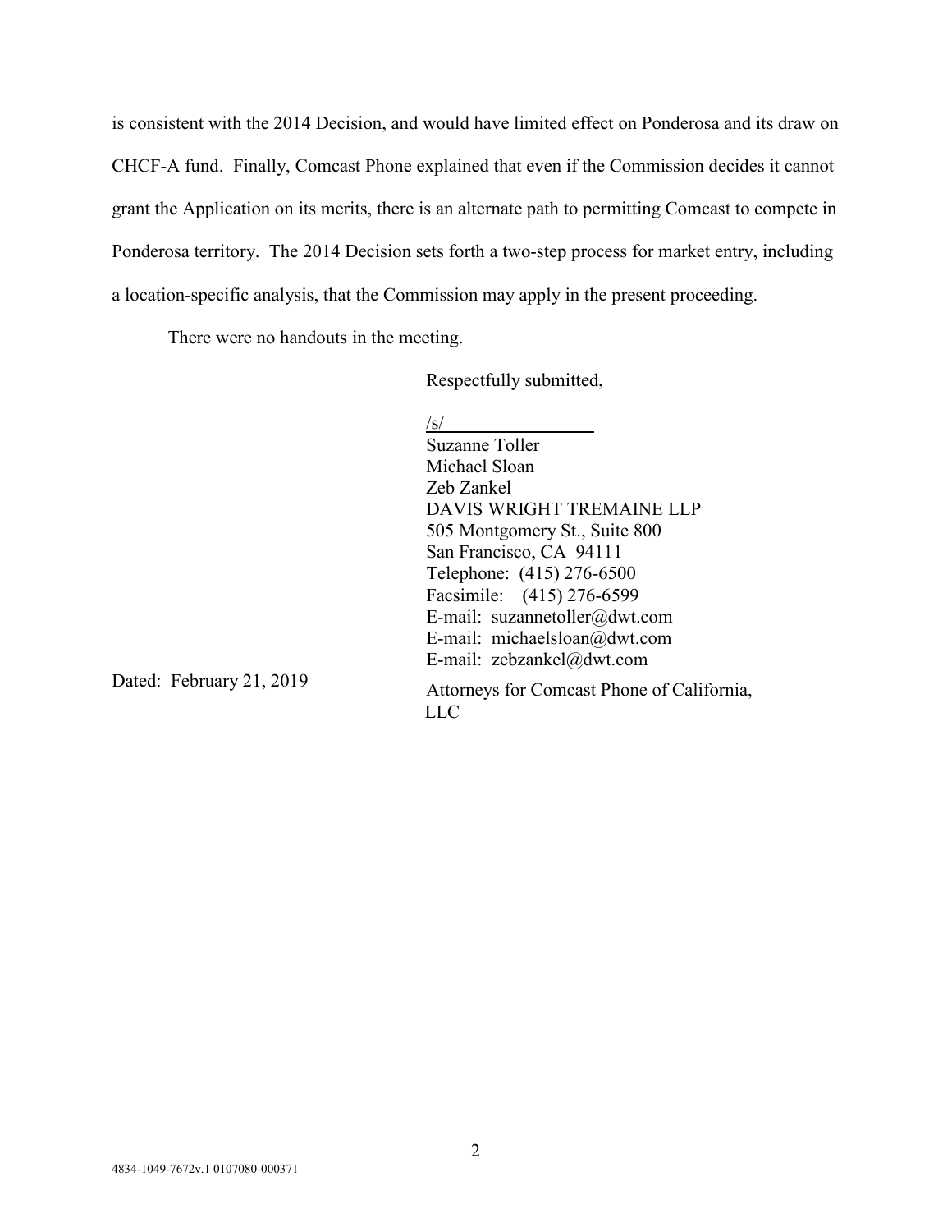is consistent with the 2014 Decision, and would have limited effect on Ponderosa and its draw on CHCF-A fund. Finally, Comcast Phone explained that even if the Commission decides it cannot grant the Application on its merits, there is an alternate path to permitting Comcast to compete in Ponderosa territory. The 2014 Decision sets forth a two-step process for market entry, including a location-specific analysis, that the Commission may apply in the present proceeding.

There were no handouts in the meeting.

Respectfully submitted,

/s/

Suzanne Toller
Michael Sloan
Zeb Zankel
DAVIS WRIGHT TREMAINE LLP
505 Montgomery St., Suite 800
San Francisco, CA 94111
Telephone: (415) 276-6500
Facsimile: (415) 276-6599
E-mail: suzannetoller@dwt.com
E-mail: michaelsloan@dwt.com
E-mail: zebzankel@dwt.com

Dated: February 21, 2019

Attorneys for Comcast Phone of California, LLC

4834-1049-7672v.1 0107080-000371